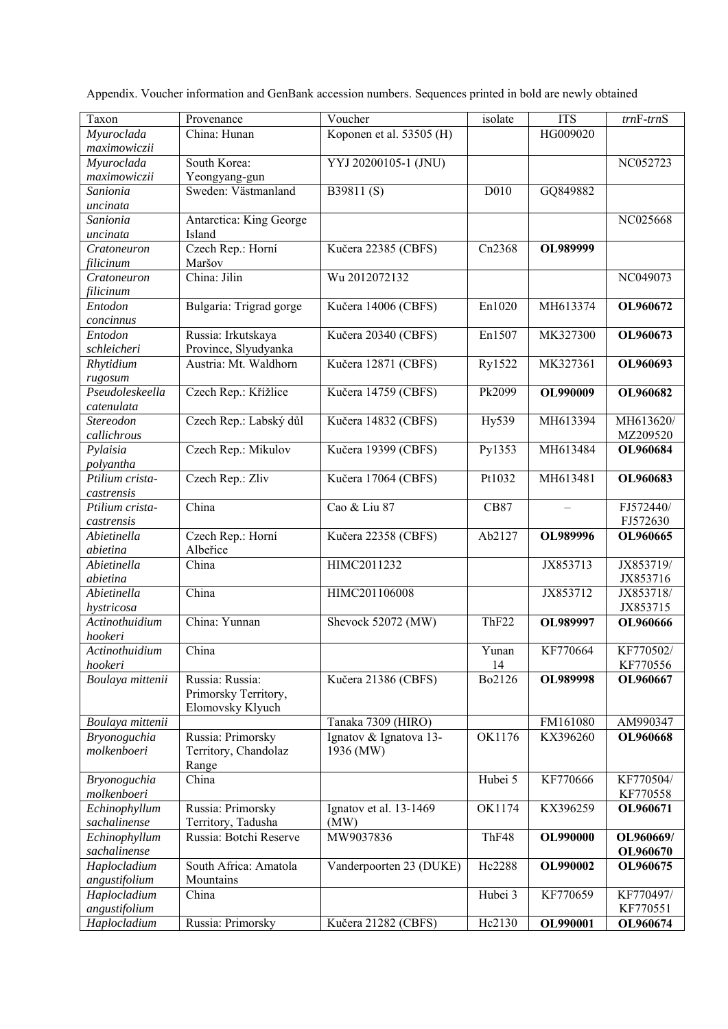Appendix. Voucher information and GenBank accession numbers. Sequences printed in bold are newly obtained

| Taxon | Provenance | Voucher | isolate | ITS | *trn*F-*trn*S |
|---|---|---|---|---|---|
| *Myuroclada maximowiczii* | China: Hunan | Koponen et al. 53505 (H) | | HG009020 | |
| *Myuroclada maximowiczii* | South Korea: Yeongyang-gun | YYJ 20200105-1 (JNU) | | | NC052723 |
| *Sanionia uncinata* | Sweden: Västmanland | B39811 (S) | D010 | GQ849882 | |
| *Sanionia uncinata* | Antarctica: King George Island | | | | NC025668 |
| *Cratoneuron filicinum* | Czech Rep.: Horní Maršov | Kučera 22385 (CBFS) | Cn2368 | **OL989999** | |
| *Cratoneuron filicinum* | China: Jilin | Wu 2012072132 | | | NC049073 |
| *Entodon concinnus* | Bulgaria: Trigrad gorge | Kučera 14006 (CBFS) | En1020 | MH613374 | **OL960672** |
| *Entodon schleicheri* | Russia: Irkutskaya Province, Slyudyanka | Kučera 20340 (CBFS) | En1507 | MK327300 | **OL960673** |
| *Rhytidium rugosum* | Austria: Mt. Waldhorn | Kučera 12871 (CBFS) | Ry1522 | MK327361 | **OL960693** |
| *Pseudoleskeella catenulata* | Czech Rep.: Křížlice | Kučera 14759 (CBFS) | Pk2099 | **OL990009** | **OL960682** |
| *Stereodon callichrous* | Czech Rep.: Labský důl | Kučera 14832 (CBFS) | Hy539 | MH613394 | MH613620/ MZ209520 |
| *Pylaisia polyantha* | Czech Rep.: Mikulov | Kučera 19399 (CBFS) | Py1353 | MH613484 | **OL960684** |
| *Ptilium crista-castrensis* | Czech Rep.: Zliv | Kučera 17064 (CBFS) | Pt1032 | MH613481 | **OL960683** |
| *Ptilium crista-castrensis* | China | Cao & Liu 87 | CB87 | – | FJ572440/ FJ572630 |
| *Abietinella abietina* | Czech Rep.: Horní Albeřice | Kučera 22358 (CBFS) | Ab2127 | **OL989996** | **OL960665** |
| *Abietinella abietina* | China | HIMC2011232 | | JX853713 | JX853719/ JX853716 |
| *Abietinella hystricosa* | China | HIMC201106008 | | JX853712 | JX853718/ JX853715 |
| *Actinothuidium hookeri* | China: Yunnan | Shevock 52072 (MW) | ThF22 | **OL989997** | **OL960666** |
| *Actinothuidium hookeri* | China | | Yunan 14 | KF770664 | KF770502/ KF770556 |
| *Boulaya mittenii* | Russia: Russia: Primorsky Territory, Elomovsky Klyuch | Kučera 21386 (CBFS) | Bo2126 | **OL989998** | **OL960667** |
| *Boulaya mittenii* | | Tanaka 7309 (HIRO) | | FM161080 | AM990347 |
| *Bryonoguchia molkenboeri* | Russia: Primorsky Territory, Chandolaz Range | Ignatov & Ignatova 13-1936 (MW) | OK1176 | KX396260 | **OL960668** |
| *Bryonoguchia molkenboeri* | China | | Hubei 5 | KF770666 | KF770504/ KF770558 |
| *Echinophyllum sachalinense* | Russia: Primorsky Territory, Tadusha | Ignatov et al. 13-1469 (MW) | OK1174 | KX396259 | **OL960671** |
| *Echinophyllum sachalinense* | Russia: Botchi Reserve | MW9037836 | ThF48 | **OL990000** | **OL960669/ OL960670** |
| *Haplocladium angustifolium* | South Africa: Amatola Mountains | Vanderpoorten 23 (DUKE) | Hc2288 | **OL990002** | **OL960675** |
| *Haplocladium angustifolium* | China | | Hubei 3 | KF770659 | KF770497/ KF770551 |
| *Haplocladium* | Russia: Primorsky | Kučera 21282 (CBFS) | Hc2130 | **OL990001** | **OL960674** |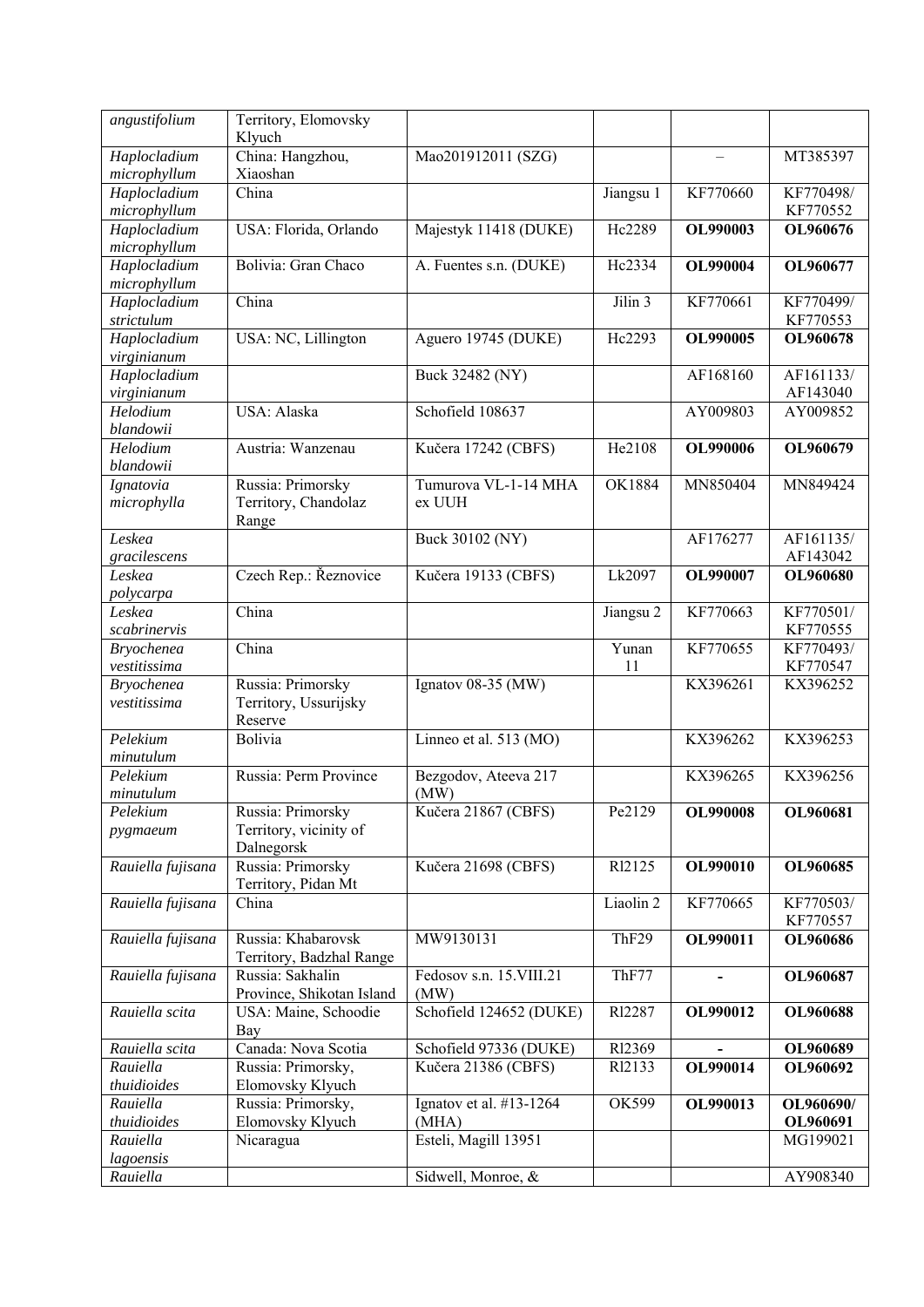| | | | | | |
|---|---|---|---|---|---|
| *angustifolium* | Territory, Elomovsky Klyuch | | | | |
| *Haplocladium microphyllum* | China: Hangzhou, Xiaoshan | Mao201912011 (SZG) | | – | MT385397 |
| *Haplocladium microphyllum* | China | | Jiangsu 1 | KF770660 | KF770498/ KF770552 |
| *Haplocladium microphyllum* | USA: Florida, Orlando | Majestyk 11418 (DUKE) | Hc2289 | **OL990003** | **OL960676** |
| *Haplocladium microphyllum* | Bolivia: Gran Chaco | A. Fuentes s.n. (DUKE) | Hc2334 | **OL990004** | **OL960677** |
| *Haplocladium strictulum* | China | | Jilin 3 | KF770661 | KF770499/ KF770553 |
| *Haplocladium virginianum* | USA: NC, Lillington | Aguero 19745 (DUKE) | Hc2293 | **OL990005** | **OL960678** |
| *Haplocladium virginianum* | | Buck 32482 (NY) | | AF168160 | AF161133/ AF143040 |
| *Helodium blandowii* | USA: Alaska | Schofield 108637 | | AY009803 | AY009852 |
| *Helodium blandowii* | Austria: Wanzenau | Kučera 17242 (CBFS) | He2108 | **OL990006** | **OL960679** |
| *Ignatovia microphylla* | Russia: Primorsky Territory, Chandolaz Range | Tumurova VL-1-14 MHA ex UUH | OK1884 | MN850404 | MN849424 |
| *Leskea gracilescens* | | Buck 30102 (NY) | | AF176277 | AF161135/ AF143042 |
| *Leskea polycarpa* | Czech Rep.: Řeznovice | Kučera 19133 (CBFS) | Lk2097 | **OL990007** | **OL960680** |
| *Leskea scabrinervis* | China | | Jiangsu 2 | KF770663 | KF770501/ KF770555 |
| *Bryochenea vestitissima* | China | | Yunan 11 | KF770655 | KF770493/ KF770547 |
| *Bryochenea vestitissima* | Russia: Primorsky Territory, Ussurijsky Reserve | Ignatov 08-35 (MW) | | KX396261 | KX396252 |
| *Pelekium minutulum* | Bolivia | Linneo et al. 513 (MO) | | KX396262 | KX396253 |
| *Pelekium minutulum* | Russia: Perm Province | Bezgodov, Ateeva 217 (MW) | | KX396265 | KX396256 |
| *Pelekium pygmaeum* | Russia: Primorsky Territory, vicinity of Dalnegorsk | Kučera 21867 (CBFS) | Pe2129 | **OL990008** | **OL960681** |
| *Rauiella fujisana* | Russia: Primorsky Territory, Pidan Mt | Kučera 21698 (CBFS) | Rl2125 | **OL990010** | **OL960685** |
| *Rauiella fujisana* | China | | Liaolin 2 | KF770665 | KF770503/ KF770557 |
| *Rauiella fujisana* | Russia: Khabarovsk Territory, Badzhal Range | MW9130131 | ThF29 | **OL990011** | **OL960686** |
| *Rauiella fujisana* | Russia: Sakhalin Province, Shikotan Island | Fedosov s.n. 15.VIII.21 (MW) | ThF77 | **-** | **OL960687** |
| *Rauiella scita* | USA: Maine, Schoodie Bay | Schofield 124652 (DUKE) | Rl2287 | **OL990012** | **OL960688** |
| *Rauiella scita* | Canada: Nova Scotia | Schofield 97336 (DUKE) | Rl2369 | **-** | **OL960689** |
| *Rauiella thuidioides* | Russia: Primorsky, Elomovsky Klyuch | Kučera 21386 (CBFS) | Rl2133 | **OL990014** | **OL960692** |
| *Rauiella thuidioides* | Russia: Primorsky, Elomovsky Klyuch | Ignatov et al. #13-1264 (MHA) | OK599 | **OL990013** | **OL960690/ OL960691** |
| *Rauiella lagoensis* | Nicaragua | Esteli, Magill 13951 | | | MG199021 |
| *Rauiella* | | Sidwell, Monroe, & | | | AY908340 |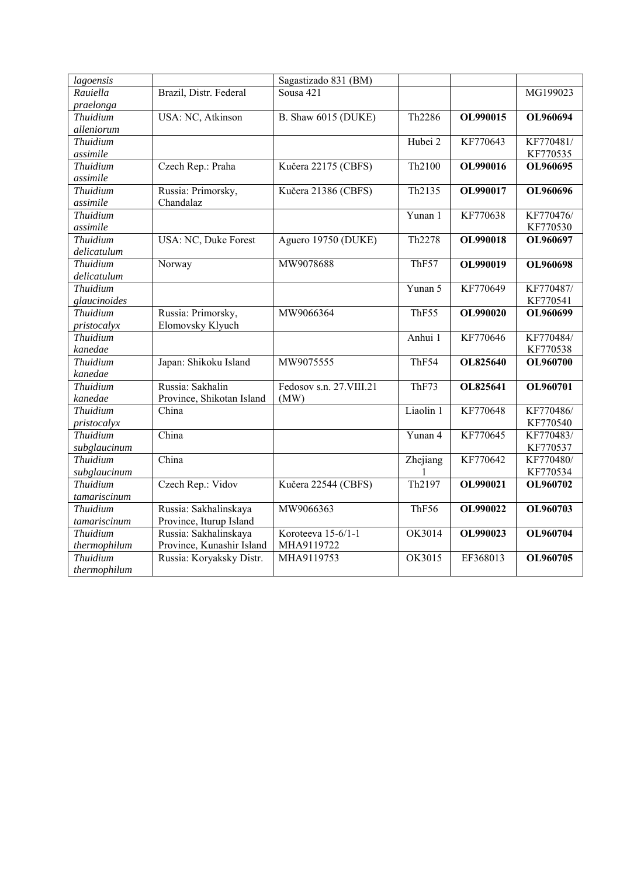| | | | | | |
|---|---|---|---|---|---|
| *lagoensis* | | Sagastizado 831 (BM) | | | |
| *Rauiella praelonga* | Brazil, Distr. Federal | Sousa 421 | | | MG199023 |
| *Thuidium alleniorum* | USA: NC, Atkinson | B. Shaw 6015 (DUKE) | Th2286 | **OL990015** | **OL960694** |
| *Thuidium assimile* | | | Hubei 2 | KF770643 | KF770481/ KF770535 |
| *Thuidium assimile* | Czech Rep.: Praha | Kučera 22175 (CBFS) | Th2100 | **OL990016** | **OL960695** |
| *Thuidium assimile* | Russia: Primorsky, Chandalaz | Kučera 21386 (CBFS) | Th2135 | **OL990017** | **OL960696** |
| *Thuidium assimile* | | | Yunan 1 | KF770638 | KF770476/ KF770530 |
| *Thuidium delicatulum* | USA: NC, Duke Forest | Aguero 19750 (DUKE) | Th2278 | **OL990018** | **OL960697** |
| *Thuidium delicatulum* | Norway | MW9078688 | ThF57 | **OL990019** | **OL960698** |
| *Thuidium glaucinoides* | | | Yunan 5 | KF770649 | KF770487/ KF770541 |
| *Thuidium pristocalyx* | Russia: Primorsky, Elomovsky Klyuch | MW9066364 | ThF55 | **OL990020** | **OL960699** |
| *Thuidium kanedae* | | | Anhui 1 | KF770646 | KF770484/ KF770538 |
| *Thuidium kanedae* | Japan: Shikoku Island | MW9075555 | ThF54 | **OL825640** | **OL960700** |
| *Thuidium kanedae* | Russia: Sakhalin Province, Shikotan Island | Fedosov s.n. 27.VIII.21 (MW) | ThF73 | **OL825641** | **OL960701** |
| *Thuidium pristocalyx* | China | | Liaolin 1 | KF770648 | KF770486/ KF770540 |
| *Thuidium subglaucinum* | China | | Yunan 4 | KF770645 | KF770483/ KF770537 |
| *Thuidium subglaucinum* | China | | Zhejiang 1 | KF770642 | KF770480/ KF770534 |
| *Thuidium tamariscinum* | Czech Rep.: Vidov | Kučera 22544 (CBFS) | Th2197 | **OL990021** | **OL960702** |
| *Thuidium tamariscinum* | Russia: Sakhalinskaya Province, Iturup Island | MW9066363 | ThF56 | **OL990022** | **OL960703** |
| *Thuidium thermophilum* | Russia: Sakhalinskaya Province, Kunashir Island | Koroteeva 15-6/1-1 MHA9119722 | OK3014 | **OL990023** | **OL960704** |
| *Thuidium thermophilum* | Russia: Koryaksky Distr. | MHA9119753 | OK3015 | EF368013 | **OL960705** |